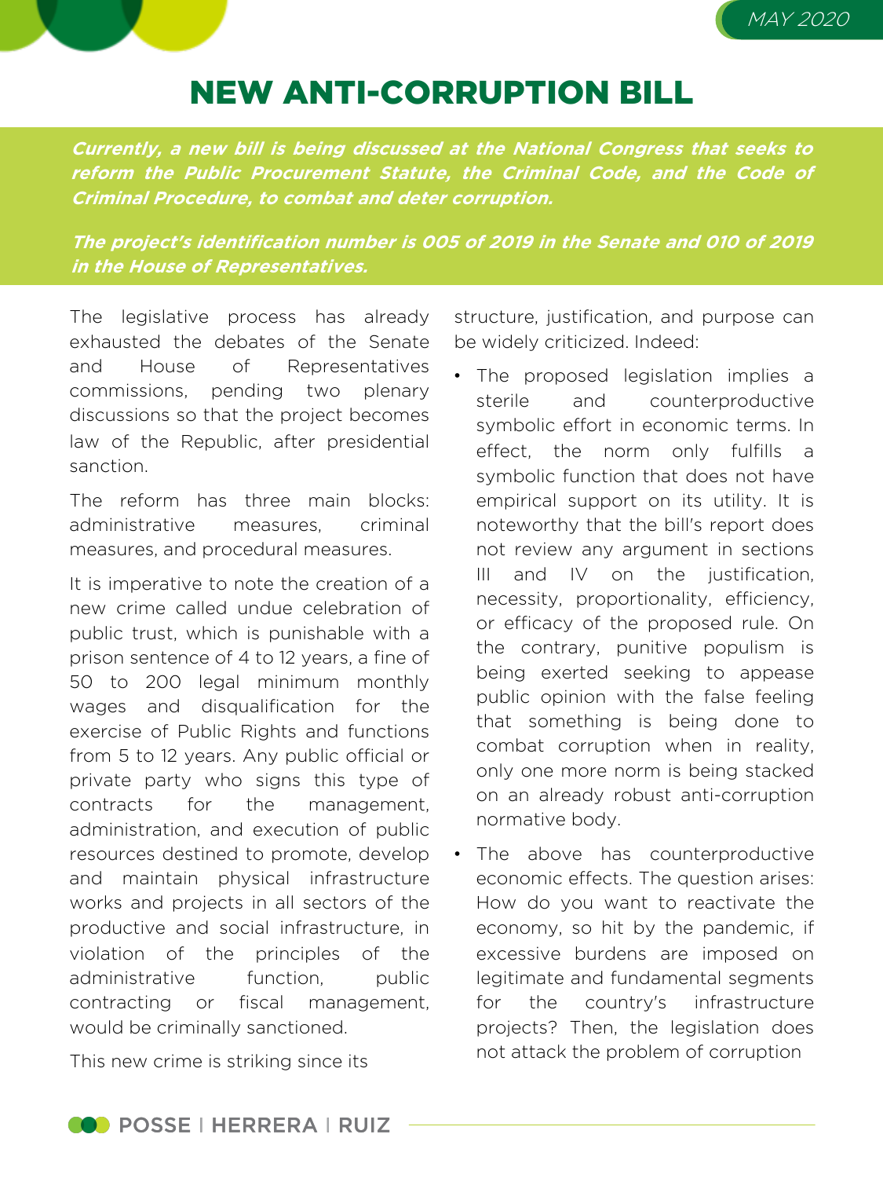# NEW ANTI-CORRUPTION BILL

***Currently, a new bill is being discussed at the National Congress that seeks to reform the Public Procurement Statute, the Criminal Code, and the Code of Criminal Procedure, to combat and deter corruption.***

***The project's identification number is 005 of 2019 in the Senate and 010 of 2019 in the House of Representatives.***

The legislative process has already exhausted the debates of the Senate and House of Representatives commissions, pending two plenary discussions so that the project becomes law of the Republic, after presidential sanction.

The reform has three main blocks: administrative measures, criminal measures, and procedural measures.

It is imperative to note the creation of a new crime called undue celebration of public trust, which is punishable with a prison sentence of 4 to 12 years, a fine of 50 to 200 legal minimum monthly wages and disqualification for the exercise of Public Rights and functions from 5 to 12 years. Any public official or private party who signs this type of contracts for the management, administration, and execution of public resources destined to promote, develop and maintain physical infrastructure works and projects in all sectors of the productive and social infrastructure, in violation of the principles of the administrative function, public contracting or fiscal management, would be criminally sanctioned.

This new crime is striking since its structure, justification, and purpose can be widely criticized. Indeed:

- The proposed legislation implies a sterile and counterproductive symbolic effort in economic terms. In effect, the norm only fulfills a symbolic function that does not have empirical support on its utility. It is noteworthy that the bill's report does not review any argument in sections III and IV on the justification, necessity, proportionality, efficiency, or efficacy of the proposed rule. On the contrary, punitive populism is being exerted seeking to appease public opinion with the false feeling that something is being done to combat corruption when in reality, only one more norm is being stacked on an already robust anti-corruption normative body.
- The above has counterproductive economic effects. The question arises: How do you want to reactivate the economy, so hit by the pandemic, if excessive burdens are imposed on legitimate and fundamental segments for the country's infrastructure projects? Then, the legislation does not attack the problem of corruption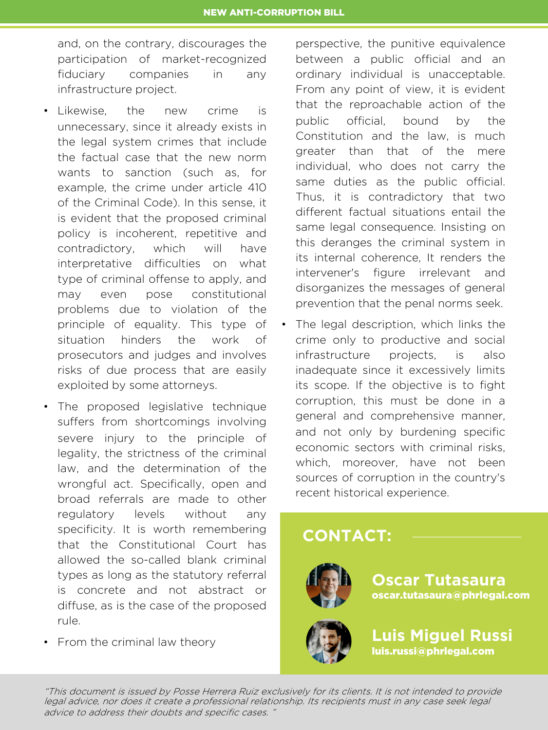and, on the contrary, discourages the participation of market-recognized fiduciary companies in any infrastructure project.

- Likewise, the new crime is unnecessary, since it already exists in the legal system crimes that include the factual case that the new norm wants to sanction (such as, for example, the crime under article 410 of the Criminal Code). In this sense, it is evident that the proposed criminal policy is incoherent, repetitive and contradictory, which will have interpretative difficulties on what type of criminal offense to apply, and may even pose constitutional problems due to violation of the principle of equality. This type of situation hinders the work of prosecutors and judges and involves risks of due process that are easily exploited by some attorneys.
- The proposed legislative technique suffers from shortcomings involving severe injury to the principle of legality, the strictness of the criminal law, and the determination of the wrongful act. Specifically, open and broad referrals are made to other regulatory levels without any specificity. It is worth remembering that the Constitutional Court has allowed the so-called blank criminal types as long as the statutory referral is concrete and not abstract or diffuse, as is the case of the proposed rule.
- From the criminal law theory perspective, the punitive equivalence between a public official and an ordinary individual is unacceptable. From any point of view, it is evident that the reproachable action of the public official, bound by the Constitution and the law, is much greater than that of the mere individual, who does not carry the same duties as the public official. Thus, it is contradictory that two different factual situations entail the same legal consequence. Insisting on this deranges the criminal system in its internal coherence, It renders the intervener's figure irrelevant and disorganizes the messages of general prevention that the penal norms seek.
- The legal description, which links the crime only to productive and social infrastructure projects, is also inadequate since it excessively limits its scope. If the objective is to fight corruption, this must be done in a general and comprehensive manner, and not only by burdening specific economic sectors with criminal risks, which, moreover, have not been sources of corruption in the country's recent historical experience.

## CONTACT:

**Oscar Tutasaura**
**oscar.tutasaura@phrlegal.com**

**Luis Miguel Russi**
**luis.russi@phrlegal.com**

*"This document is issued by Posse Herrera Ruiz exclusively for its clients. It is not intended to provide legal advice, nor does it create a professional relationship. Its recipients must in any case seek legal advice to address their doubts and specific cases. "*